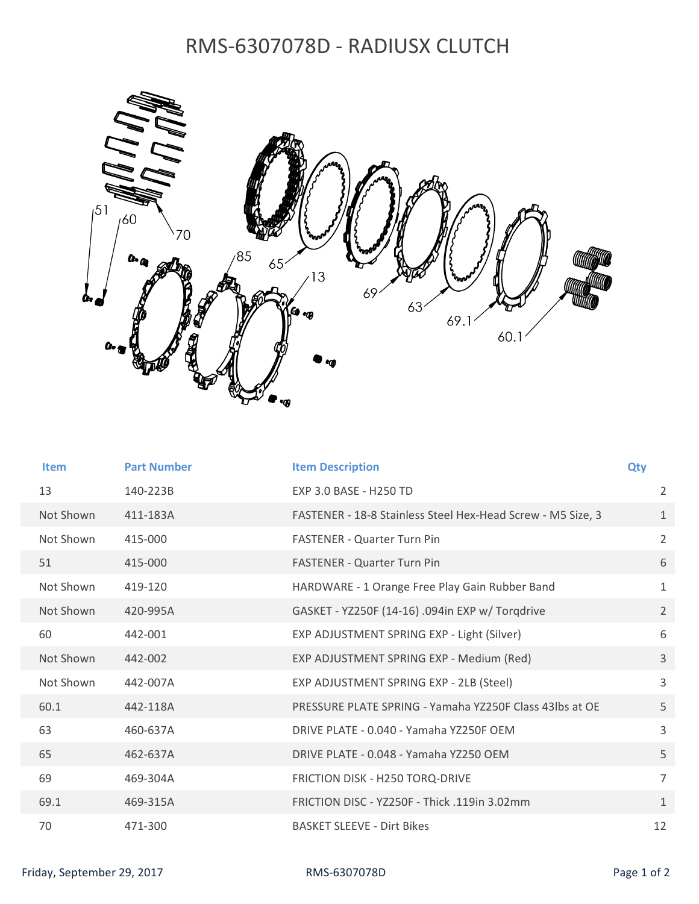# RMS-6307078D - RADIUSX CLUTCH

| Item | Part Number | Item Description | Qty |
|---|---|---|---|
| 13 | 140-223B | EXP 3.0 BASE - H250 TD | 2 |
| Not Shown | 411-183A | FASTENER - 18-8 Stainless Steel Hex-Head Screw - M5 Size, 3 | 1 |
| Not Shown | 415-000 | FASTENER - Quarter Turn Pin | 2 |
| 51 | 415-000 | FASTENER - Quarter Turn Pin | 6 |
| Not Shown | 419-120 | HARDWARE - 1 Orange Free Play Gain Rubber Band | 1 |
| Not Shown | 420-995A | GASKET - YZ250F (14-16) .094in EXP w/ Torqdrive | 2 |
| 60 | 442-001 | EXP ADJUSTMENT SPRING EXP - Light (Silver) | 6 |
| Not Shown | 442-002 | EXP ADJUSTMENT SPRING EXP - Medium (Red) | 3 |
| Not Shown | 442-007A | EXP ADJUSTMENT SPRING EXP - 2LB (Steel) | 3 |
| 60.1 | 442-118A | PRESSURE PLATE SPRING - Yamaha YZ250F Class 43lbs at OE | 5 |
| 63 | 460-637A | DRIVE PLATE - 0.040 - Yamaha YZ250F OEM | 3 |
| 65 | 462-637A | DRIVE PLATE - 0.048 - Yamaha YZ250 OEM | 5 |
| 69 | 469-304A | FRICTION DISK - H250 TORQ-DRIVE | 7 |
| 69.1 | 469-315A | FRICTION DISC - YZ250F - Thick .119in 3.02mm | 1 |
| 70 | 471-300 | BASKET SLEEVE - Dirt Bikes | 12 |

Friday, September 29, 2017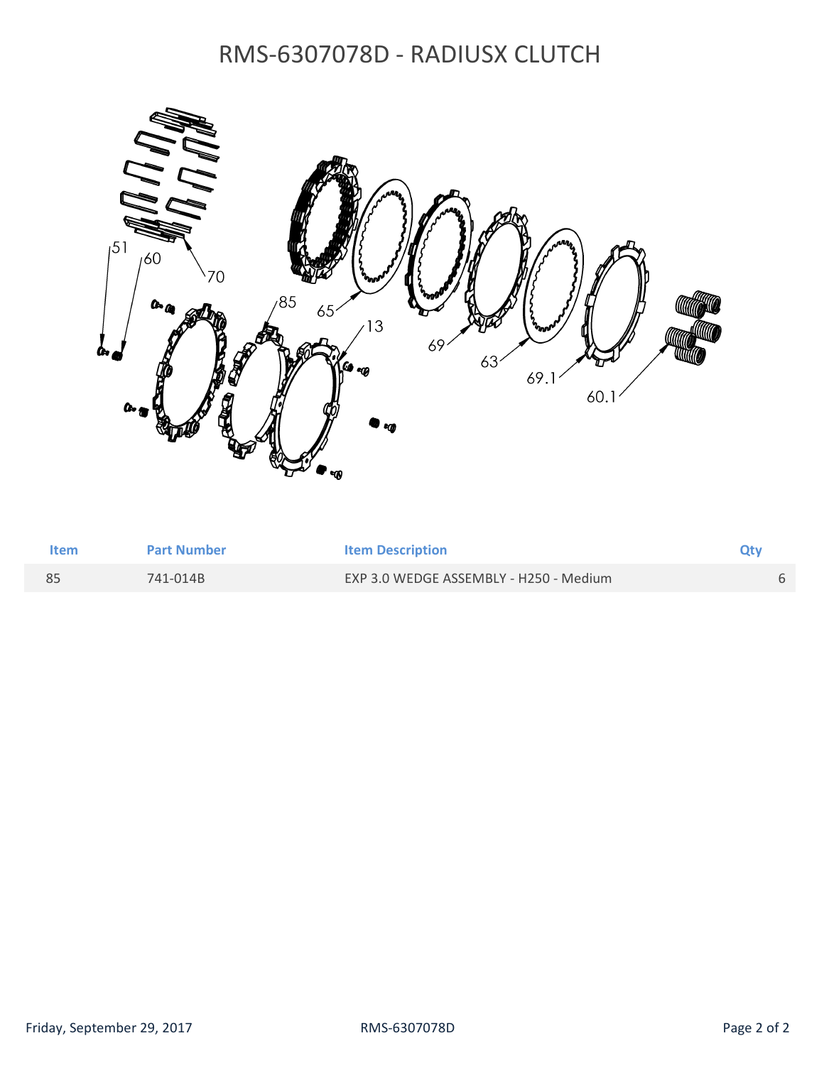# RMS-6307078D - RADIUSX CLUTCH

51
60
70
85
65
13
69
63
69.1
60.1

| Item | Part Number | Item Description | Qty |
|---|---|---|---|
| 85 | 741-014B | EXP 3.0 WEDGE ASSEMBLY - H250 - Medium | 6 |

Friday, September 29, 2017 RMS-6307078D